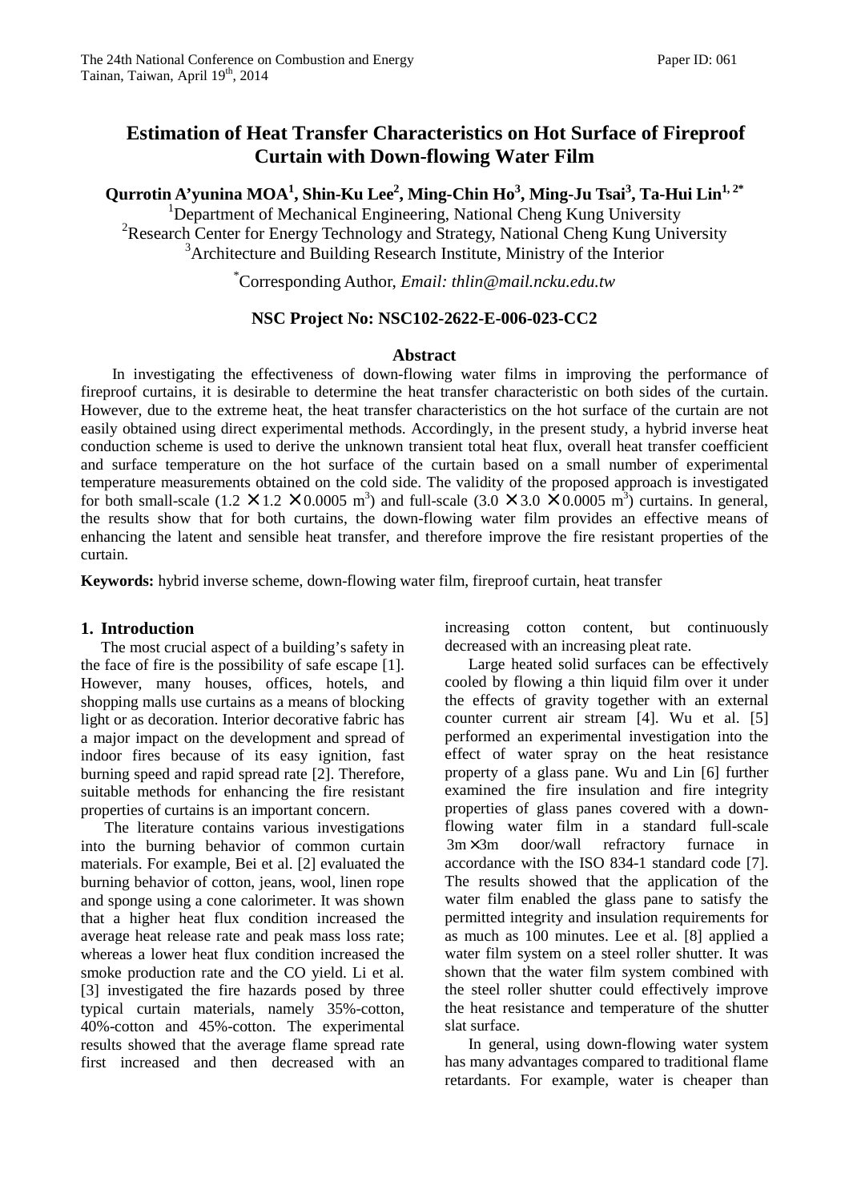# Estimation of Heat Transfer Characteristics on Hot Surface of Fireproof Curtain with Down-flowing Water Film

**Qurrotin A'yunina MOA[1], Shin-Ku Lee[2], Ming-Chin Ho[3], Ming-Ju Tsai[3], Ta-Hui Lin[1, 2*]**

[1]Department of Mechanical Engineering, National Cheng Kung University
[2]Research Center for Energy Technology and Strategy, National Cheng Kung University
[3]Architecture and Building Research Institute, Ministry of the Interior

[*]Corresponding Author, *Email: thlin@mail.ncku.edu.tw*

**NSC Project No: NSC102-2622-E-006-023-CC2**

## Abstract

In investigating the effectiveness of down-flowing water films in improving the performance of fireproof curtains, it is desirable to determine the heat transfer characteristic on both sides of the curtain. However, due to the extreme heat, the heat transfer characteristics on the hot surface of the curtain are not easily obtained using direct experimental methods. Accordingly, in the present study, a hybrid inverse heat conduction scheme is used to derive the unknown transient total heat flux, overall heat transfer coefficient and surface temperature on the hot surface of the curtain based on a small number of experimental temperature measurements obtained on the cold side. The validity of the proposed approach is investigated for both small-scale ($1.2 \times 1.2 \times 0.0005$ m$^3$) and full-scale ($3.0 \times 3.0 \times 0.0005$ m$^3$) curtains. In general, the results show that for both curtains, the down-flowing water film provides an effective means of enhancing the latent and sensible heat transfer, and therefore improve the fire resistant properties of the curtain.

**Keywords:** hybrid inverse scheme, down-flowing water film, fireproof curtain, heat transfer

## 1. Introduction

The most crucial aspect of a building's safety in the face of fire is the possibility of safe escape [1]. However, many houses, offices, hotels, and shopping malls use curtains as a means of blocking light or as decoration. Interior decorative fabric has a major impact on the development and spread of indoor fires because of its easy ignition, fast burning speed and rapid spread rate [2]. Therefore, suitable methods for enhancing the fire resistant properties of curtains is an important concern.

The literature contains various investigations into the burning behavior of common curtain materials. For example, Bei et al. [2] evaluated the burning behavior of cotton, jeans, wool, linen rope and sponge using a cone calorimeter. It was shown that a higher heat flux condition increased the average heat release rate and peak mass loss rate; whereas a lower heat flux condition increased the smoke production rate and the CO yield. Li et al. [3] investigated the fire hazards posed by three typical curtain materials, namely 35%-cotton, 40%-cotton and 45%-cotton. The experimental results showed that the average flame spread rate first increased and then decreased with an increasing cotton content, but continuously decreased with an increasing pleat rate.

Large heated solid surfaces can be effectively cooled by flowing a thin liquid film over it under the effects of gravity together with an external counter current air stream [4]. Wu et al. [5] performed an experimental investigation into the effect of water spray on the heat resistance property of a glass pane. Wu and Lin [6] further examined the fire insulation and fire integrity properties of glass panes covered with a down-flowing water film in a standard full-scale $3\text{m} \times 3\text{m}$ door/wall refractory furnace in accordance with the ISO 834-1 standard code [7]. The results showed that the application of the water film enabled the glass pane to satisfy the permitted integrity and insulation requirements for as much as 100 minutes. Lee et al. [8] applied a water film system on a steel roller shutter. It was shown that the water film system combined with the steel roller shutter could effectively improve the heat resistance and temperature of the shutter slat surface.

In general, using down-flowing water system has many advantages compared to traditional flame retardants. For example, water is cheaper than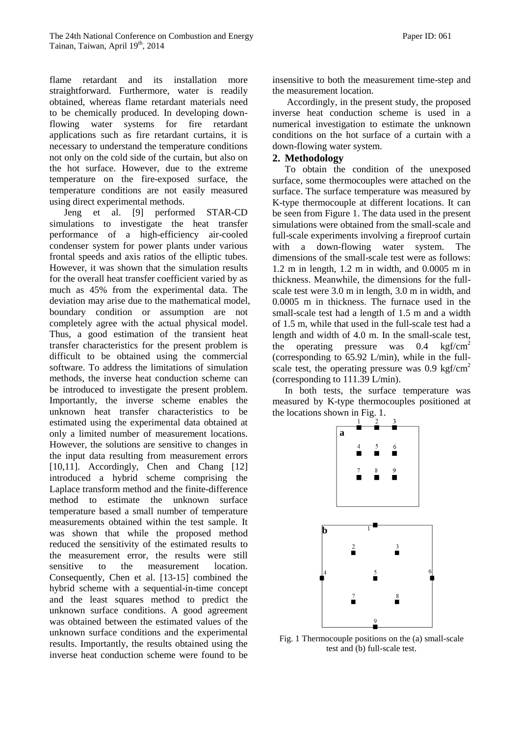flame retardant and its installation more straightforward. Furthermore, water is readily obtained, whereas flame retardant materials need to be chemically produced. In developing down-flowing water systems for fire retardant applications such as fire retardant curtains, it is necessary to understand the temperature conditions not only on the cold side of the curtain, but also on the hot surface. However, due to the extreme temperature on the fire-exposed surface, the temperature conditions are not easily measured using direct experimental methods.

Jeng et al. [9] performed STAR-CD simulations to investigate the heat transfer performance of a high-efficiency air-cooled condenser system for power plants under various frontal speeds and axis ratios of the elliptic tubes. However, it was shown that the simulation results for the overall heat transfer coefficient varied by as much as 45% from the experimental data. The deviation may arise due to the mathematical model, boundary condition or assumption are not completely agree with the actual physical model. Thus, a good estimation of the transient heat transfer characteristics for the present problem is difficult to be obtained using the commercial software. To address the limitations of simulation methods, the inverse heat conduction scheme can be introduced to investigate the present problem. Importantly, the inverse scheme enables the unknown heat transfer characteristics to be estimated using the experimental data obtained at only a limited number of measurement locations. However, the solutions are sensitive to changes in the input data resulting from measurement errors [10,11]. Accordingly, Chen and Chang [12] introduced a hybrid scheme comprising the Laplace transform method and the finite-difference method to estimate the unknown surface temperature based a small number of temperature measurements obtained within the test sample. It was shown that while the proposed method reduced the sensitivity of the estimated results to the measurement error, the results were still sensitive to the measurement location. Consequently, Chen et al. [13-15] combined the hybrid scheme with a sequential-in-time concept and the least squares method to predict the unknown surface conditions. A good agreement was obtained between the estimated values of the unknown surface conditions and the experimental results. Importantly, the results obtained using the inverse heat conduction scheme were found to be insensitive to both the measurement time-step and the measurement location.

Accordingly, in the present study, the proposed inverse heat conduction scheme is used in a numerical investigation to estimate the unknown conditions on the hot surface of a curtain with a down-flowing water system.

## 2. Methodology

To obtain the condition of the unexposed surface, some thermocouples were attached on the surface. The surface temperature was measured by K-type thermocouple at different locations. It can be seen from Figure 1. The data used in the present simulations were obtained from the small-scale and full-scale experiments involving a fireproof curtain with a down-flowing water system. The dimensions of the small-scale test were as follows: 1.2 m in length, 1.2 m in width, and 0.0005 m in thickness. Meanwhile, the dimensions for the full-scale test were 3.0 m in length, 3.0 m in width, and 0.0005 m in thickness. The furnace used in the small-scale test had a length of 1.5 m and a width of 1.5 m, while that used in the full-scale test had a length and width of 4.0 m. In the small-scale test, the operating pressure was 0.4 $kgf/cm^2$ (corresponding to 65.92 L/min), while in the full-scale test, the operating pressure was 0.9 $kgf/cm^2$ (corresponding to 111.39 L/min).

In both tests, the surface temperature was measured by K-type thermocouples positioned at the locations shown in Fig. 1.

Fig. 1 Thermocouple positions on the (a) small-scale test and (b) full-scale test.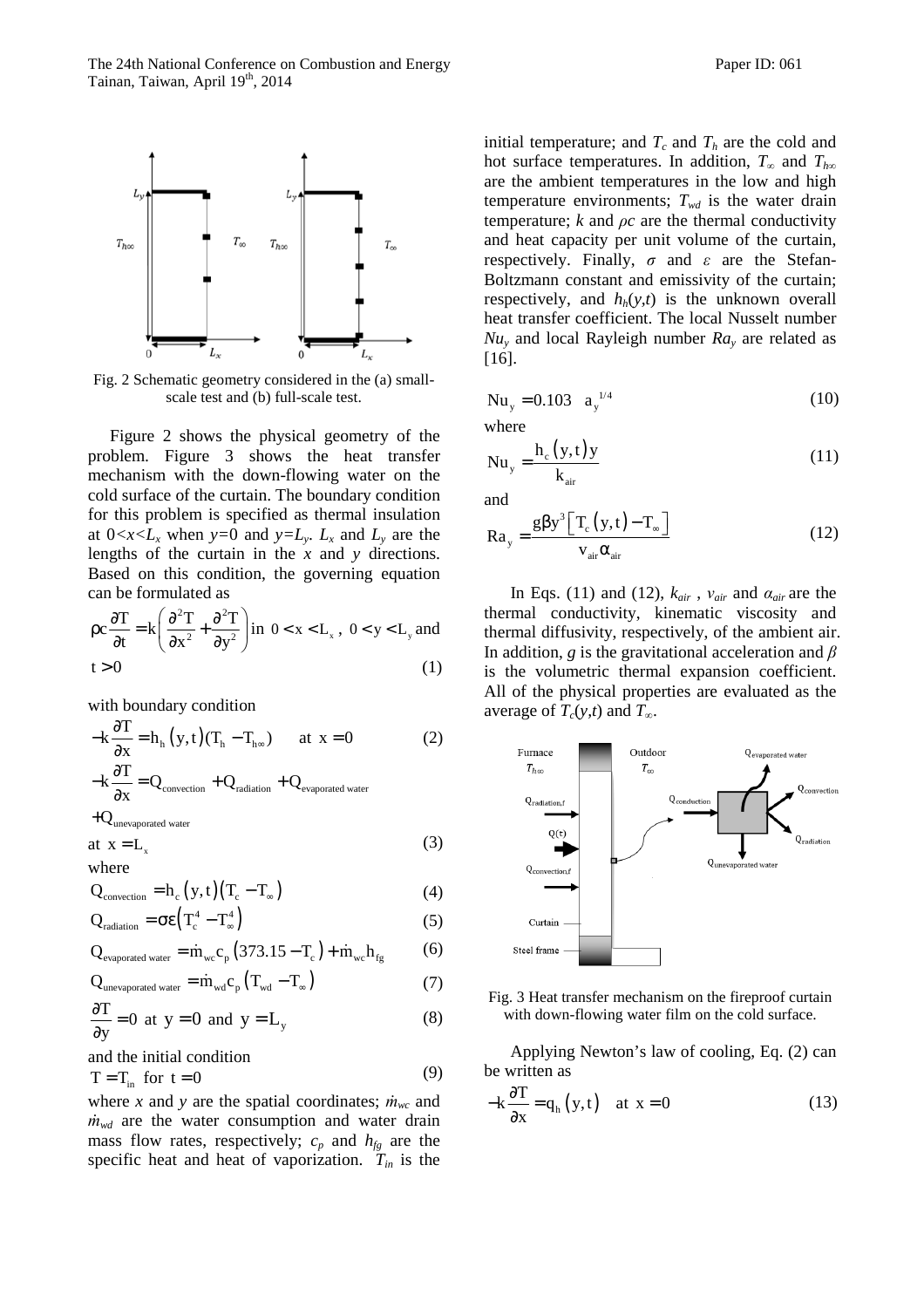Fig. 2 Schematic geometry considered in the (a) small-scale test and (b) full-scale test.

Figure 2 shows the physical geometry of the problem. Figure 3 shows the heat transfer mechanism with the down-flowing water on the cold surface of the curtain. The boundary condition for this problem is specified as thermal insulation at $0<x<L_x$ when $y=0$ and $y=L_y$. $L_x$ and $L_y$ are the lengths of the curtain in the $x$ and $y$ directions. Based on this condition, the governing equation can be formulated as

$$\rho c \frac{\partial T}{\partial t} = k\left(\frac{\partial^2 T}{\partial x^2} + \frac{\partial^2 T}{\partial y^2}\right) \text{in } 0 < x < L_x,\ 0 < y < L_y \text{ and } t > 0 \tag{1}$$

with boundary condition

$$-k\frac{\partial T}{\partial x} = h_h(y,t)(T_h - T_{h\infty}) \quad \text{at } x = 0 \tag{2}$$

$$-k\frac{\partial T}{\partial x} = Q_{\text{convection}} + Q_{\text{radiation}} + Q_{\text{evaporated water}} + Q_{\text{unevaporated water}} \quad \text{at } x = L_x \tag{3}$$

where

$$Q_{\text{convection}} = h_c(y,t)(T_c - T_\infty) \tag{4}$$

$$Q_{\text{radiation}} = \sigma\varepsilon\left(T_c^4 - T_\infty^4\right) \tag{5}$$

$$Q_{\text{evaporated water}} = \dot{m}_{wc} c_p (373.15 - T_c) + \dot{m}_{wc} h_{fg} \tag{6}$$

$$Q_{\text{unevaporated water}} = \dot{m}_{wd} c_p (T_{wd} - T_\infty) \tag{7}$$

$$\frac{\partial T}{\partial y} = 0 \text{ at } y = 0 \text{ and } y = L_y \tag{8}$$

and the initial condition

$$T = T_{in} \text{ for } t = 0 \tag{9}$$

where $x$ and $y$ are the spatial coordinates; $\dot{m}_{wc}$ and $\dot{m}_{wd}$ are the water consumption and water drain mass flow rates, respectively; $c_p$ and $h_{fg}$ are the specific heat and heat of vaporization. $T_{in}$ is the initial temperature; and $T_c$ and $T_h$ are the cold and hot surface temperatures. In addition, $T_\infty$ and $T_{h\infty}$ are the ambient temperatures in the low and high temperature environments; $T_{wd}$ is the water drain temperature; $k$ and $\rho c$ are the thermal conductivity and heat capacity per unit volume of the curtain, respectively. Finally, $\sigma$ and $\varepsilon$ are the Stefan-Boltzmann constant and emissivity of the curtain; respectively, and $h_h(y,t)$ is the unknown overall heat transfer coefficient. The local Nusselt number $Nu_y$ and local Rayleigh number $Ra_y$ are related as [16].

$$Nu_y = 0.103 \quad a_y^{1/4} \tag{10}$$

where

$$Nu_y = \frac{h_c(y,t)\,y}{k_{air}} \tag{11}$$

and

$$Ra_y = \frac{g\beta y^3\left[T_c(y,t) - T_\infty\right]}{v_{air}\alpha_{air}} \tag{12}$$

In Eqs. (11) and (12), $k_{air}$, $v_{air}$ and $\alpha_{air}$ are the thermal conductivity, kinematic viscosity and thermal diffusivity, respectively, of the ambient air. In addition, $g$ is the gravitational acceleration and $\beta$ is the volumetric thermal expansion coefficient. All of the physical properties are evaluated as the average of $T_c(y,t)$ and $T_\infty$.

Fig. 3 Heat transfer mechanism on the fireproof curtain with down-flowing water film on the cold surface.

Applying Newton's law of cooling, Eq. (2) can be written as

$$-k\frac{\partial T}{\partial x} = q_h(y,t) \quad \text{at } x = 0 \tag{13}$$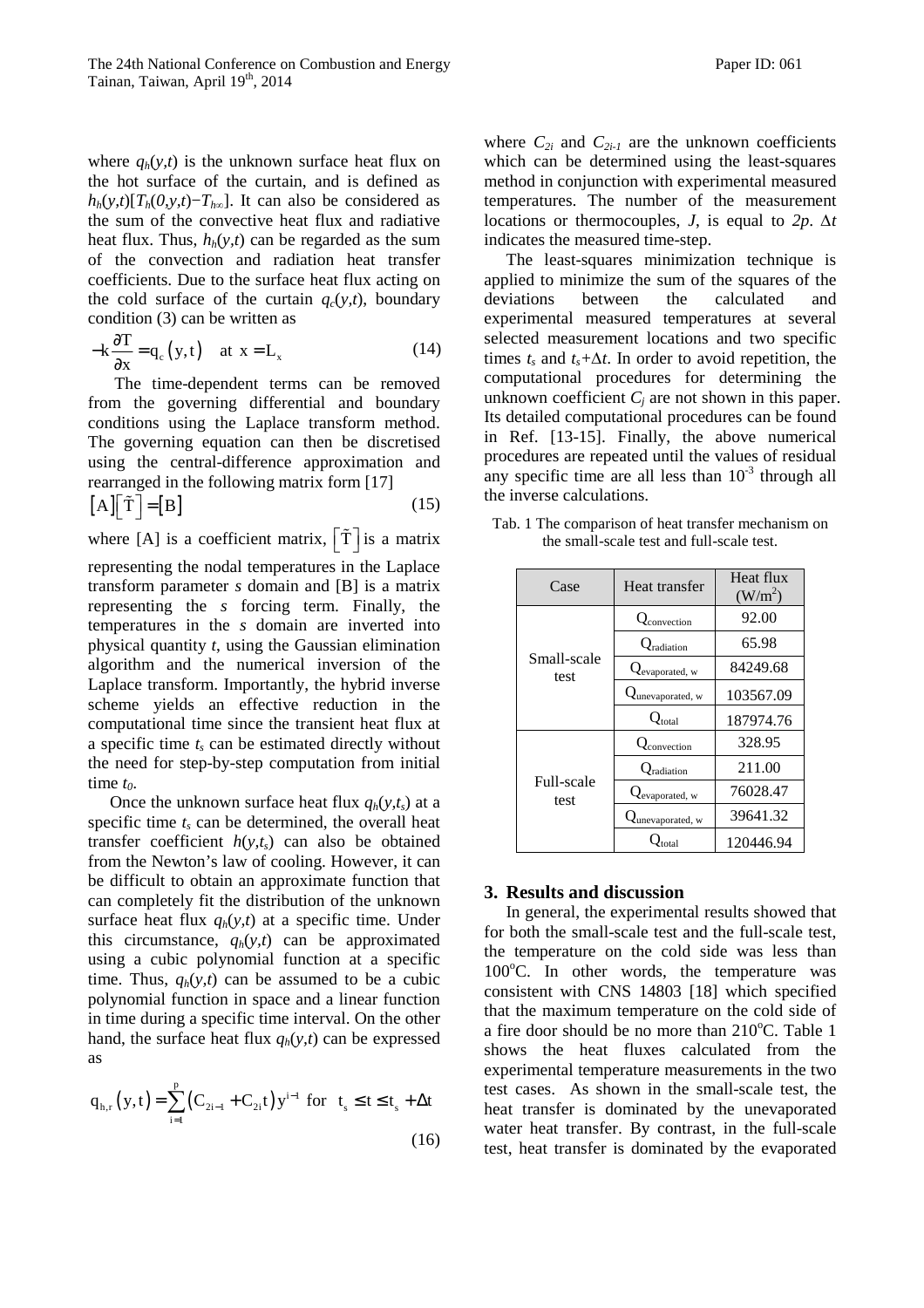where $q_h(y,t)$ is the unknown surface heat flux on the hot surface of the curtain, and is defined as $h_h(y,t)[T_h(0,y,t)-T_{h\infty}]$. It can also be considered as the sum of the convective heat flux and radiative heat flux. Thus, $h_h(y,t)$ can be regarded as the sum of the convection and radiation heat transfer coefficients. Due to the surface heat flux acting on the cold surface of the curtain $q_c(y,t)$, boundary condition (3) can be written as

$$-k\frac{\partial T}{\partial x} = q_c(y,t) \quad \text{at } x = L_x \tag{14}$$

The time-dependent terms can be removed from the governing differential and boundary conditions using the Laplace transform method. The governing equation can then be discretised using the central-difference approximation and rearranged in the following matrix form [17]

$$[A][\tilde{T}] = [B] \tag{15}$$

where [A] is a coefficient matrix, $[\tilde{T}]$ is a matrix representing the nodal temperatures in the Laplace transform parameter *s* domain and [B] is a matrix representing the *s* forcing term. Finally, the temperatures in the *s* domain are inverted into physical quantity *t*, using the Gaussian elimination algorithm and the numerical inversion of the Laplace transform. Importantly, the hybrid inverse scheme yields an effective reduction in the computational time since the transient heat flux at a specific time $t_s$ can be estimated directly without the need for step-by-step computation from initial time $t_0$.

Once the unknown surface heat flux $q_h(y,t_s)$ at a specific time $t_s$ can be determined, the overall heat transfer coefficient $h(y,t_s)$ can also be obtained from the Newton's law of cooling. However, it can be difficult to obtain an approximate function that can completely fit the distribution of the unknown surface heat flux $q_h(y,t)$ at a specific time. Under this circumstance, $q_h(y,t)$ can be approximated using a cubic polynomial function at a specific time. Thus, $q_h(y,t)$ can be assumed to be a cubic polynomial function in space and a linear function in time during a specific time interval. On the other hand, the surface heat flux $q_h(y,t)$ can be expressed as

$$q_{h,r}(y,t) = \sum_{i=1}^{p}\left(C_{2i-1} + C_{2i}t\right)y^{i-1} \text{ for } t_s \le t \le t_s + \Delta t \tag{16}$$

where $C_{2i}$ and $C_{2i-1}$ are the unknown coefficients which can be determined using the least-squares method in conjunction with experimental measured temperatures. The number of the measurement locations or thermocouples, *J*, is equal to *2p*. $\Delta t$ indicates the measured time-step.

The least-squares minimization technique is applied to minimize the sum of the squares of the deviations between the calculated and experimental measured temperatures at several selected measurement locations and two specific times $t_s$ and $t_s+\Delta t$. In order to avoid repetition, the computational procedures for determining the unknown coefficient $C_j$ are not shown in this paper. Its detailed computational procedures can be found in Ref. [13-15]. Finally, the above numerical procedures are repeated until the values of residual any specific time are all less than $10^{-3}$ through all the inverse calculations.

Tab. 1 The comparison of heat transfer mechanism on the small-scale test and full-scale test.

| Case | Heat transfer | Heat flux ($W/m^2$) |
|---|---|---|
| Small-scale test | $Q_{convection}$ | 92.00 |
| | $Q_{radiation}$ | 65.98 |
| | $Q_{evaporated,\ w}$ | 84249.68 |
| | $Q_{unevaporated,\ w}$ | 103567.09 |
| | $Q_{total}$ | 187974.76 |
| Full-scale test | $Q_{convection}$ | 328.95 |
| | $Q_{radiation}$ | 211.00 |
| | $Q_{evaporated,\ w}$ | 76028.47 |
| | $Q_{unevaporated,\ w}$ | 39641.32 |
| | $Q_{total}$ | 120446.94 |

## 3. Results and discussion

In general, the experimental results showed that for both the small-scale test and the full-scale test, the temperature on the cold side was less than 100°C. In other words, the temperature was consistent with CNS 14803 [18] which specified that the maximum temperature on the cold side of a fire door should be no more than 210°C. Table 1 shows the heat fluxes calculated from the experimental temperature measurements in the two test cases. As shown in the small-scale test, the heat transfer is dominated by the unevaporated water heat transfer. By contrast, in the full-scale test, heat transfer is dominated by the evaporated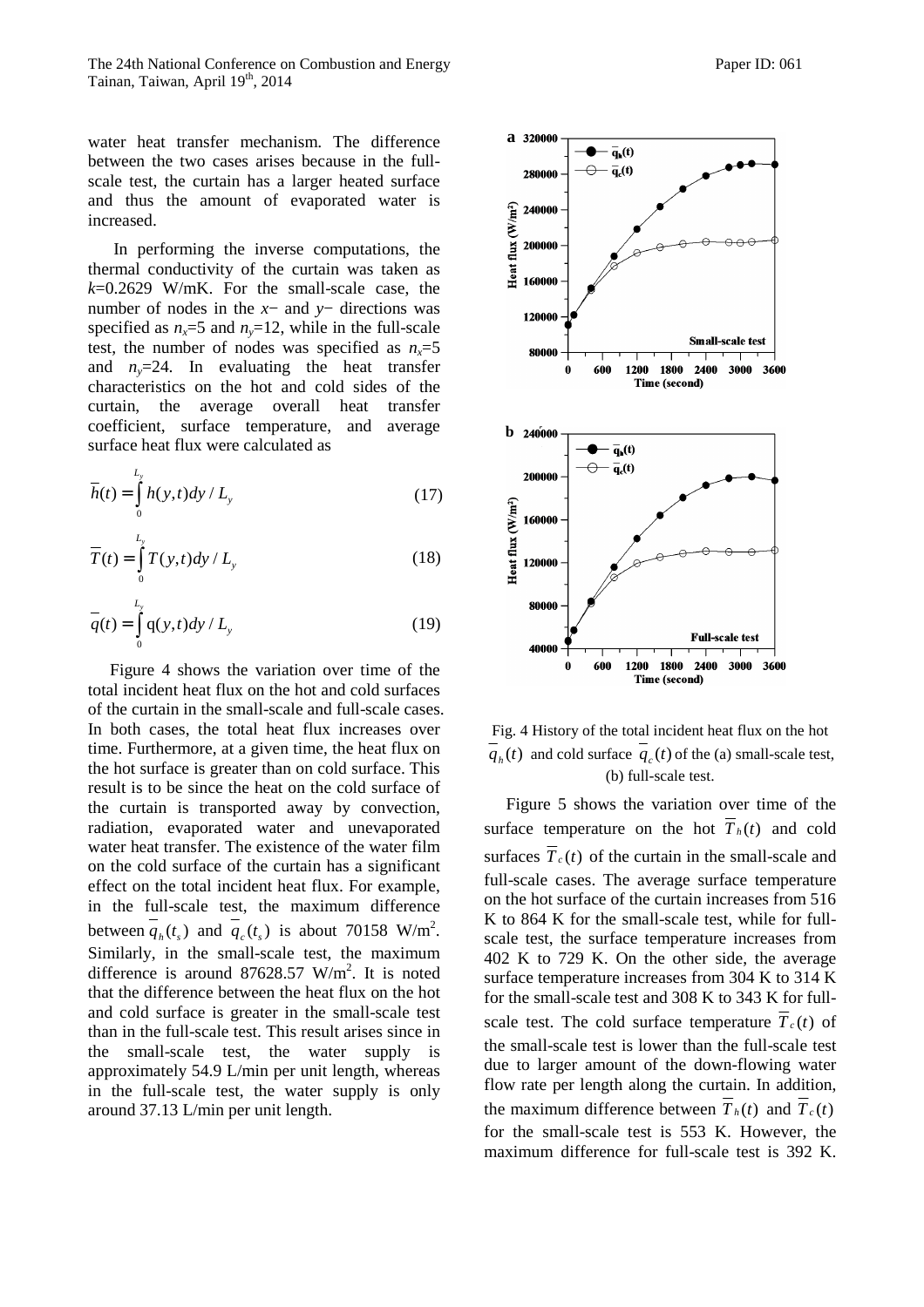water heat transfer mechanism. The difference between the two cases arises because in the full-scale test, the curtain has a larger heated surface and thus the amount of evaporated water is increased.

In performing the inverse computations, the thermal conductivity of the curtain was taken as $k$=0.2629 W/mK. For the small-scale case, the number of nodes in the $x-$ and $y-$ directions was specified as $n_x$=5 and $n_y$=12, while in the full-scale test, the number of nodes was specified as $n_x$=5 and $n_y$=24. In evaluating the heat transfer characteristics on the hot and cold sides of the curtain, the average overall heat transfer coefficient, surface temperature, and average surface heat flux were calculated as

$$\overline{h}(t) = \int_0^{L_y} h(y,t)dy / L_y \tag{17}$$

$$\overline{T}(t) = \int_0^{L_y} T(y,t)dy / L_y \tag{18}$$

$$\overline{q}(t) = \int_0^{L_y} q(y,t)dy / L_y \tag{19}$$

Figure 4 shows the variation over time of the total incident heat flux on the hot and cold surfaces of the curtain in the small-scale and full-scale cases. In both cases, the total heat flux increases over time. Furthermore, at a given time, the heat flux on the hot surface is greater than on cold surface. This result is to be since the heat on the cold surface of the curtain is transported away by convection, radiation, evaporated water and unevaporated water heat transfer. The existence of the water film on the cold surface of the curtain has a significant effect on the total incident heat flux. For example, in the full-scale test, the maximum difference between $\overline{q}_h(t_s)$ and $\overline{q}_c(t_s)$ is about 70158 W/m$^2$. Similarly, in the small-scale test, the maximum difference is around 87628.57 W/m$^2$. It is noted that the difference between the heat flux on the hot and cold surface is greater in the small-scale test than in the full-scale test. This result arises since in the small-scale test, the water supply is approximately 54.9 L/min per unit length, whereas in the full-scale test, the water supply is only around 37.13 L/min per unit length.

Fig. 4 History of the total incident heat flux on the hot $\overline{q}_h(t)$ and cold surface $\overline{q}_c(t)$ of the (a) small-scale test, (b) full-scale test.

Figure 5 shows the variation over time of the surface temperature on the hot $\overline{T}_h(t)$ and cold surfaces $\overline{T}_c(t)$ of the curtain in the small-scale and full-scale cases. The average surface temperature on the hot surface of the curtain increases from 516 K to 864 K for the small-scale test, while for full-scale test, the surface temperature increases from 402 K to 729 K. On the other side, the average surface temperature increases from 304 K to 314 K for the small-scale test and 308 K to 343 K for full-scale test. The cold surface temperature $\overline{T}_c(t)$ of the small-scale test is lower than the full-scale test due to larger amount of the down-flowing water flow rate per length along the curtain. In addition, the maximum difference between $\overline{T}_h(t)$ and $\overline{T}_c(t)$ for the small-scale test is 553 K. However, the maximum difference for full-scale test is 392 K.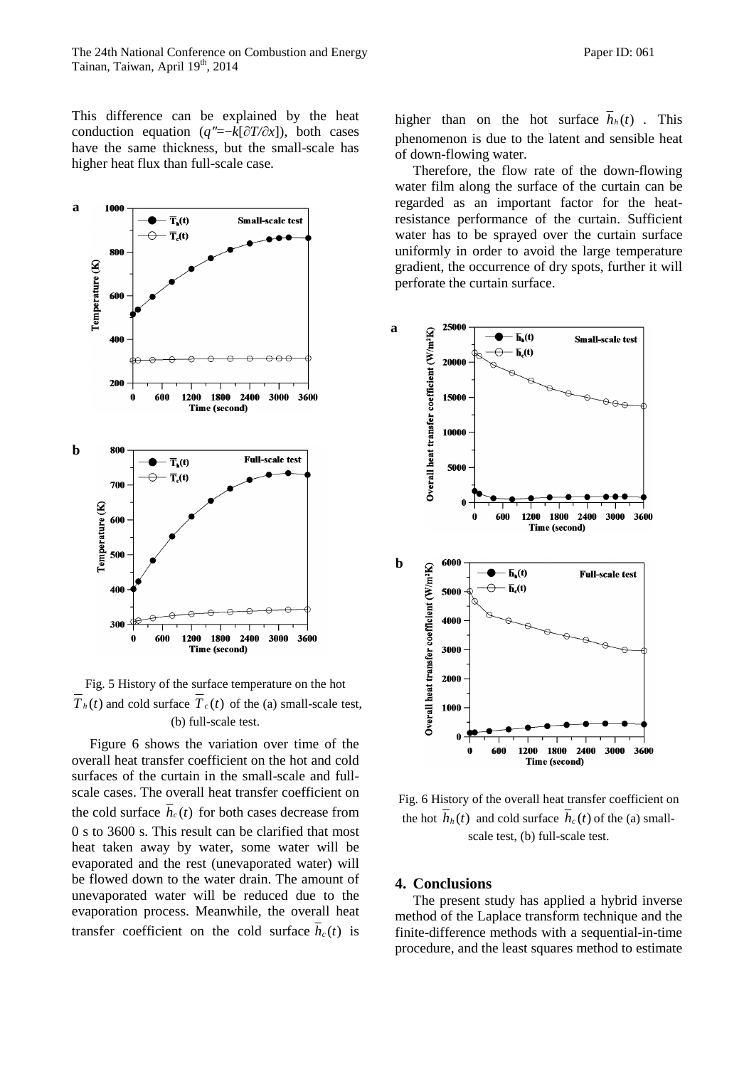This difference can be explained by the heat conduction equation ($q''=-k[\partial T/\partial x]$), both cases have the same thickness, but the small-scale has higher heat flux than full-scale case.

Fig. 5 History of the surface temperature on the hot $\overline{T}_h(t)$ and cold surface $\overline{T}_c(t)$ of the (a) small-scale test, (b) full-scale test.

Figure 6 shows the variation over time of the overall heat transfer coefficient on the hot and cold surfaces of the curtain in the small-scale and full-scale cases. The overall heat transfer coefficient on the cold surface $\overline{h}_c(t)$ for both cases decrease from 0 s to 3600 s. This result can be clarified that most heat taken away by water, some water will be evaporated and the rest (unevaporated water) will be flowed down to the water drain. The amount of unevaporated water will be reduced due to the evaporation process. Meanwhile, the overall heat transfer coefficient on the cold surface $\overline{h}_c(t)$ is higher than on the hot surface $\overline{h}_h(t)$. This phenomenon is due to the latent and sensible heat of down-flowing water.

Therefore, the flow rate of the down-flowing water film along the surface of the curtain can be regarded as an important factor for the heat-resistance performance of the curtain. Sufficient water has to be sprayed over the curtain surface uniformly in order to avoid the large temperature gradient, the occurrence of dry spots, further it will perforate the curtain surface.

Fig. 6 History of the overall heat transfer coefficient on the hot $\overline{h}_h(t)$ and cold surface $\overline{h}_c(t)$ of the (a) small-scale test, (b) full-scale test.

## 4. Conclusions

The present study has applied a hybrid inverse method of the Laplace transform technique and the finite-difference methods with a sequential-in-time procedure, and the least squares method to estimate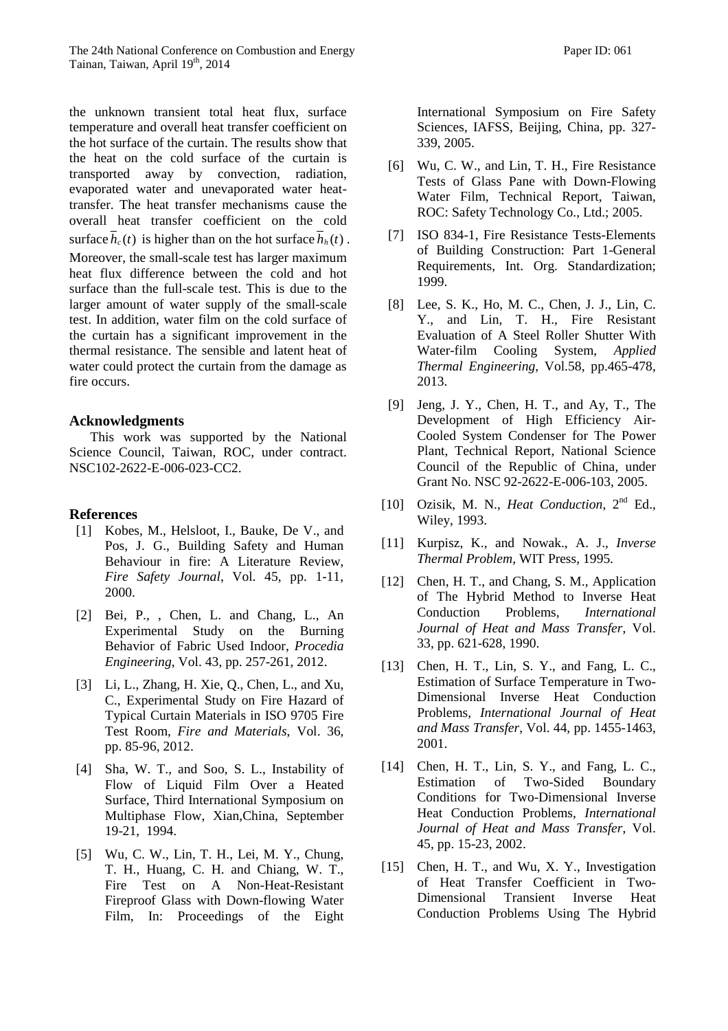the unknown transient total heat flux, surface temperature and overall heat transfer coefficient on the hot surface of the curtain. The results show that the heat on the cold surface of the curtain is transported away by convection, radiation, evaporated water and unevaporated water heat-transfer. The heat transfer mechanisms cause the overall heat transfer coefficient on the cold surface $\bar{h}_c(t)$ is higher than on the hot surface $\bar{h}_h(t)$. Moreover, the small-scale test has larger maximum heat flux difference between the cold and hot surface than the full-scale test. This is due to the larger amount of water supply of the small-scale test. In addition, water film on the cold surface of the curtain has a significant improvement in the thermal resistance. The sensible and latent heat of water could protect the curtain from the damage as fire occurs.

## Acknowledgments

This work was supported by the National Science Council, Taiwan, ROC, under contract. NSC102-2622-E-006-023-CC2.

## References

[1] Kobes, M., Helsloot, I., Bauke, De V., and Pos, J. G., Building Safety and Human Behaviour in fire: A Literature Review, *Fire Safety Journal*, Vol. 45, pp. 1-11, 2000.

[2] Bei, P., , Chen, L. and Chang, L., An Experimental Study on the Burning Behavior of Fabric Used Indoor, *Procedia Engineering*, Vol. 43, pp. 257-261, 2012.

[3] Li, L., Zhang, H. Xie, Q., Chen, L., and Xu, C., Experimental Study on Fire Hazard of Typical Curtain Materials in ISO 9705 Fire Test Room, *Fire and Materials*, Vol. 36, pp. 85-96, 2012.

[4] Sha, W. T., and Soo, S. L., Instability of Flow of Liquid Film Over a Heated Surface, Third International Symposium on Multiphase Flow, Xian,China, September 19-21, 1994.

[5] Wu, C. W., Lin, T. H., Lei, M. Y., Chung, T. H., Huang, C. H. and Chiang, W. T., Fire Test on A Non-Heat-Resistant Fireproof Glass with Down-flowing Water Film, In: Proceedings of the Eight International Symposium on Fire Safety Sciences, IAFSS, Beijing, China, pp. 327-339, 2005.

[6] Wu, C. W., and Lin, T. H., Fire Resistance Tests of Glass Pane with Down-Flowing Water Film, Technical Report, Taiwan, ROC: Safety Technology Co., Ltd.; 2005.

[7] ISO 834-1, Fire Resistance Tests-Elements of Building Construction: Part 1-General Requirements, Int. Org. Standardization; 1999.

[8] Lee, S. K., Ho, M. C., Chen, J. J., Lin, C. Y., and Lin, T. H., Fire Resistant Evaluation of A Steel Roller Shutter With Water-film Cooling System, *Applied Thermal Engineering*, Vol.58, pp.465-478, 2013.

[9] Jeng, J. Y., Chen, H. T., and Ay, T., The Development of High Efficiency Air-Cooled System Condenser for The Power Plant, Technical Report, National Science Council of the Republic of China, under Grant No. NSC 92-2622-E-006-103, 2005.

[10] Ozisik, M. N., *Heat Conduction*, 2nd Ed., Wiley, 1993.

[11] Kurpisz, K., and Nowak., A. J., *Inverse Thermal Problem*, WIT Press, 1995.

[12] Chen, H. T., and Chang, S. M., Application of The Hybrid Method to Inverse Heat Conduction Problems, *International Journal of Heat and Mass Transfer*, Vol. 33, pp. 621-628, 1990.

[13] Chen, H. T., Lin, S. Y., and Fang, L. C., Estimation of Surface Temperature in Two-Dimensional Inverse Heat Conduction Problems, *International Journal of Heat and Mass Transfer*, Vol. 44, pp. 1455-1463, 2001.

[14] Chen, H. T., Lin, S. Y., and Fang, L. C., Estimation of Two-Sided Boundary Conditions for Two-Dimensional Inverse Heat Conduction Problems, *International Journal of Heat and Mass Transfer*, Vol. 45, pp. 15-23, 2002.

[15] Chen, H. T., and Wu, X. Y., Investigation of Heat Transfer Coefficient in Two-Dimensional Transient Inverse Heat Conduction Problems Using The Hybrid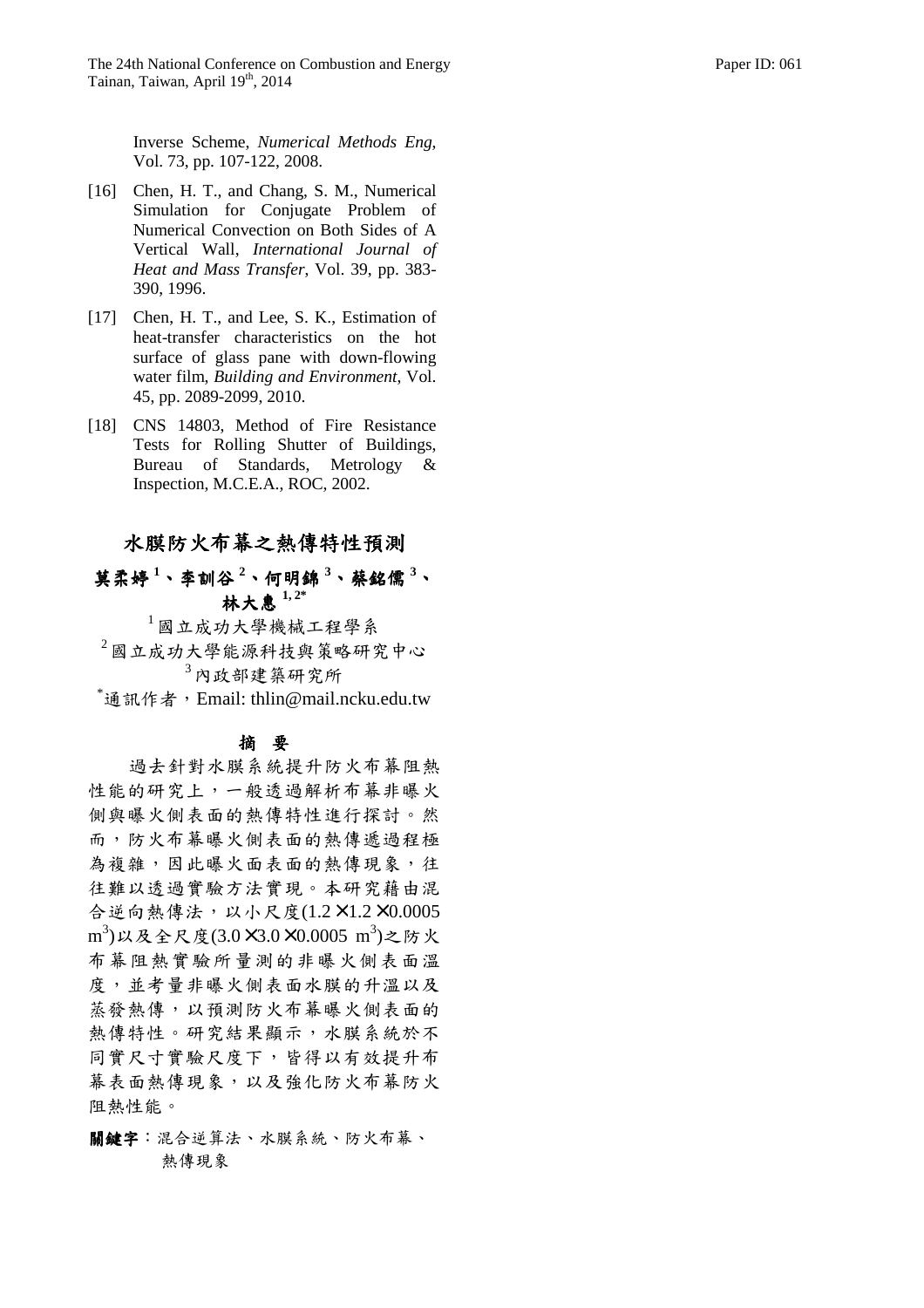Inverse Scheme, *Numerical Methods Eng*, Vol. 73, pp. 107-122, 2008.

[16] Chen, H. T., and Chang, S. M., Numerical Simulation for Conjugate Problem of Numerical Convection on Both Sides of A Vertical Wall, *International Journal of Heat and Mass Transfer*, Vol. 39, pp. 383-390, 1996.

[17] Chen, H. T., and Lee, S. K., Estimation of heat-transfer characteristics on the hot surface of glass pane with down-flowing water film, *Building and Environment*, Vol. 45, pp. 2089-2099, 2010.

[18] CNS 14803, Method of Fire Resistance Tests for Rolling Shutter of Buildings, Bureau of Standards, Metrology & Inspection, M.C.E.A., ROC, 2002.

# 水膜防火布幕之熱傳特性預測

**莫柔婷[1]、李訓谷[2]、何明錦[3]、蔡銘儒[3]、林大惠[1,2*]**

[1] 國立成功大學機械工程學系

[2] 國立成功大學能源科技與策略研究中心

[3] 內政部建築研究所

[*] 通訊作者，Email: thlin@mail.ncku.edu.tw

## 摘 要

過去針對水膜系統提升防火布幕阻熱性能的研究上，一般透過解析布幕非曝火側與曝火側表面的熱傳特性進行探討。然而，防火布幕曝火側表面的熱傳遞過程極為複雜，因此曝火面表面的熱傳現象，往往難以透過實驗方法實現。本研究藉由混合逆向熱傳法，以小尺度($1.2\times1.2\times0.0005$ $m^3$)以及全尺度($3.0\times3.0\times0.0005$ $m^3$)之防火布幕阻熱實驗所量測的非曝火側表面溫度，並考量非曝火側表面水膜的升溫以及蒸發熱傳，以預測防火布幕曝火側表面的熱傳特性。研究結果顯示，水膜系統於不同實尺寸實驗尺度下，皆得以有效提升布幕表面熱傳現象，以及強化防火布幕防火阻熱性能。

**關鍵字**：混合逆算法、水膜系統、防火布幕、熱傳現象